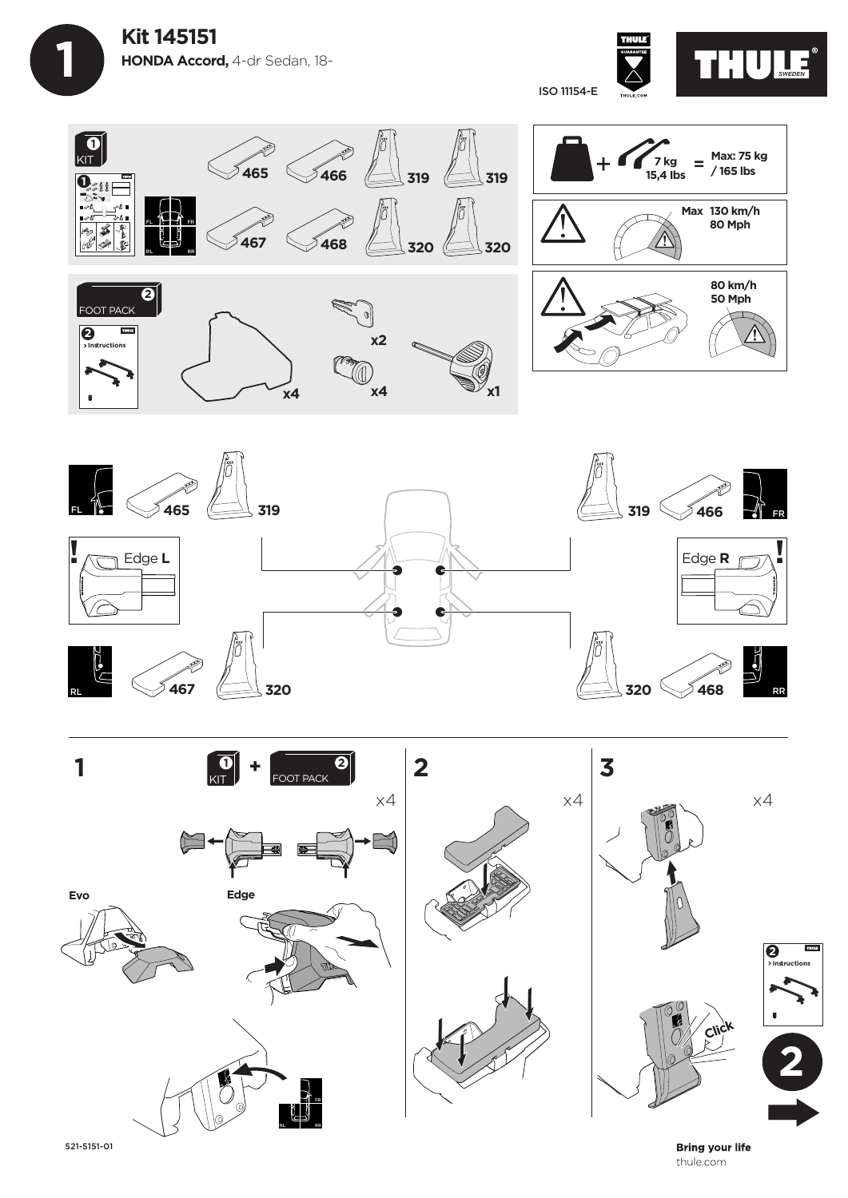# Kit 145151

**HONDA Accord,** 4-dr Sedan, 18-

ISO 11154-E

THULE SWEDEN

1 KIT

465 466 319 319
467 468 320 320

FL FR RL RR

2 FOOT PACK

2 > Instructions

x4 x2 x4 x1

7 kg 15,4 lbs = Max: 75 kg / 165 lbs

Max 130 km/h 80 Mph

80 km/h 50 Mph

FL 465 319

FR 319 466

Edge **L**

Edge **R**

RL 467 320

RR 320 468

## 1

1 KIT + 2 FOOT PACK

x4

Evo

Edge

FL FR RL RR

## 2

x4

## 3

x4

Click

2 > Instructions

2

521-5151-01

**Bring your life**
thule.com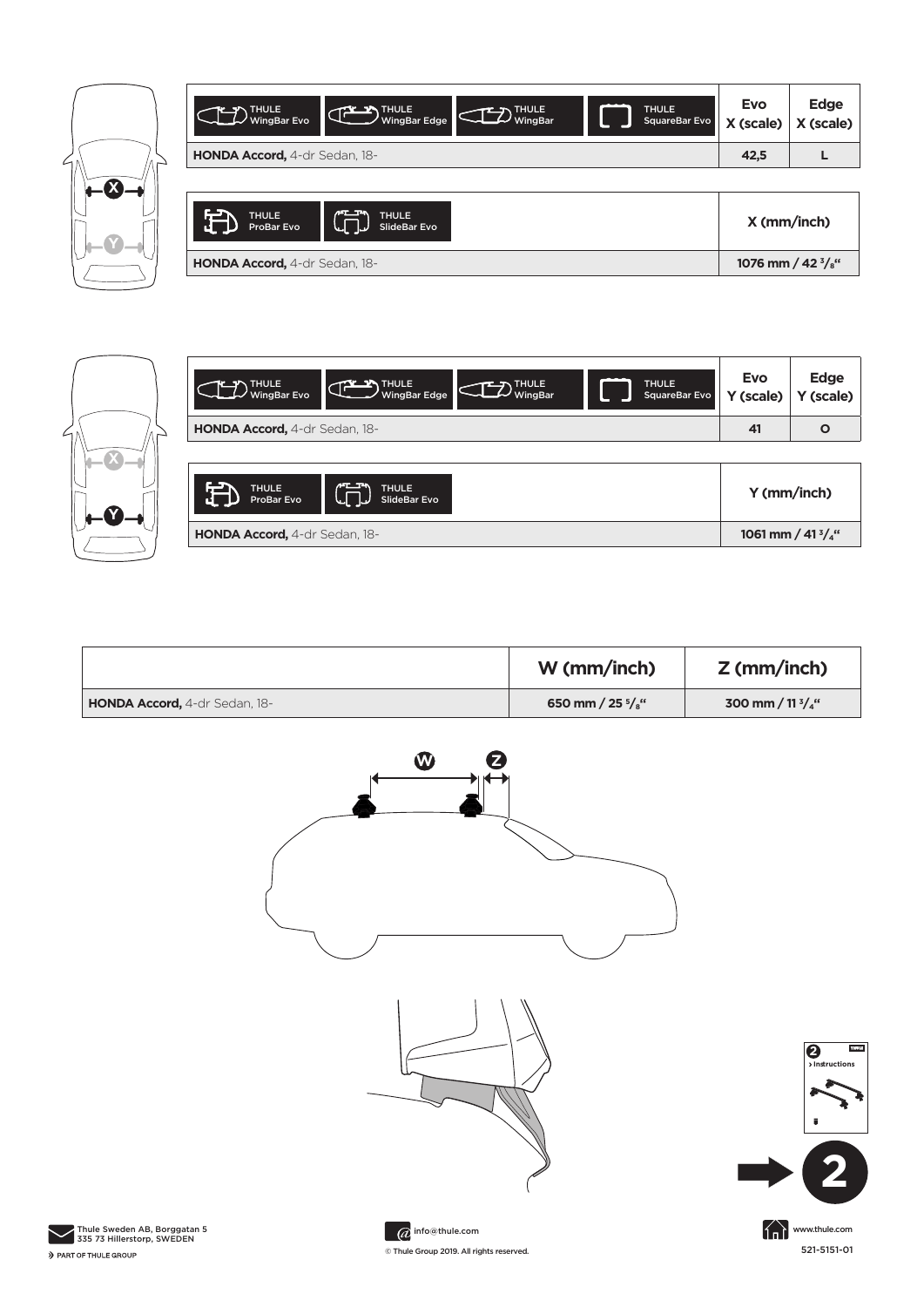| THULE WingBar Evo | THULE WingBar Edge | THULE WingBar | THULE SquareBar Evo | Evo X (scale) | Edge X (scale) |
|---|---|---|---|---|---|
| **HONDA Accord,** 4-dr Sedan, 18- | | | | 42,5 | L |

| THULE ProBar Evo | THULE SlideBar Evo | X (mm/inch) |
|---|---|---|
| **HONDA Accord,** 4-dr Sedan, 18- | | 1076 mm / 42 3/8" |

| THULE WingBar Evo | THULE WingBar Edge | THULE WingBar | THULE SquareBar Evo | Evo Y (scale) | Edge Y (scale) |
|---|---|---|---|---|---|
| **HONDA Accord,** 4-dr Sedan, 18- | | | | 41 | O |

| THULE ProBar Evo | THULE SlideBar Evo | Y (mm/inch) |
|---|---|---|
| **HONDA Accord,** 4-dr Sedan, 18- | | 1061 mm / 41 3/4" |

| | W (mm/inch) | Z (mm/inch) |
|---|---|---|
| **HONDA Accord,** 4-dr Sedan, 18- | 650 mm / 25 5/8" | 300 mm / 11 3/4" |

W

Z

2

> Instructions

2

Thule Sweden AB, Borggatan 5
335 73 Hillerstorp, SWEDEN

PART OF THULE GROUP

info@thule.com

© Thule Group 2019. All rights reserved.

www.thule.com

521-5151-01